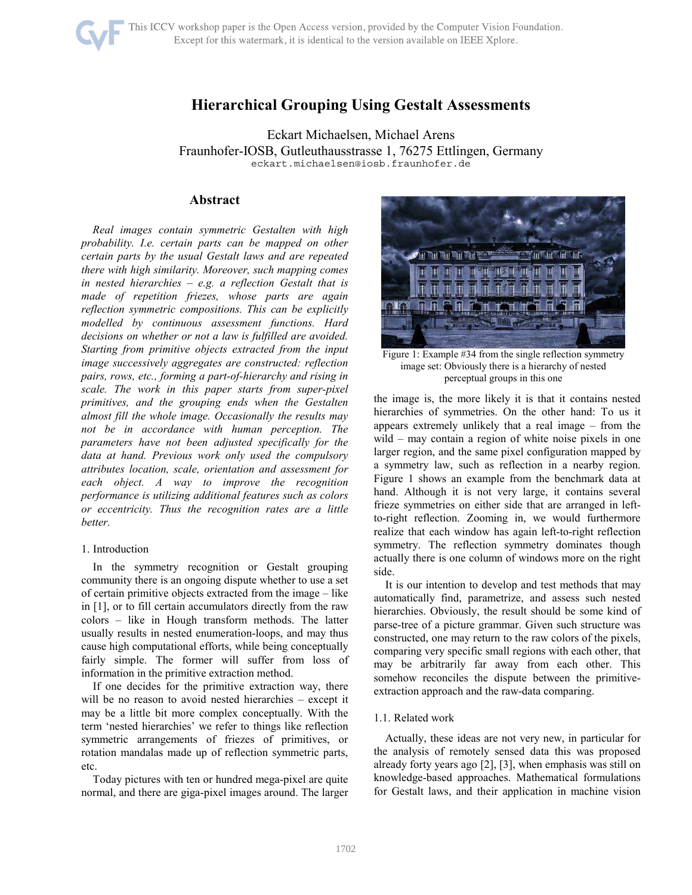# Hierarchical Grouping Using Gestalt Assessments

Eckart Michaelsen, Michael Arens
Fraunhofer-IOSB, Gutleuthausstrasse 1, 76275 Ettlingen, Germany
eckart.michaelsen@iosb.fraunhofer.de

## Abstract

*Real images contain symmetric Gestalten with high probability. I.e. certain parts can be mapped on other certain parts by the usual Gestalt laws and are repeated there with high similarity. Moreover, such mapping comes in nested hierarchies – e.g. a reflection Gestalt that is made of repetition friezes, whose parts are again reflection symmetric compositions. This can be explicitly modelled by continuous assessment functions. Hard decisions on whether or not a law is fulfilled are avoided. Starting from primitive objects extracted from the input image successively aggregates are constructed: reflection pairs, rows, etc., forming a part-of-hierarchy and rising in scale. The work in this paper starts from super-pixel primitives, and the grouping ends when the Gestalten almost fill the whole image. Occasionally the results may not be in accordance with human perception. The parameters have not been adjusted specifically for the data at hand. Previous work only used the compulsory attributes location, scale, orientation and assessment for each object. A way to improve the recognition performance is utilizing additional features such as colors or eccentricity. Thus the recognition rates are a little better.*

## 1. Introduction

In the symmetry recognition or Gestalt grouping community there is an ongoing dispute whether to use a set of certain primitive objects extracted from the image – like in [1], or to fill certain accumulators directly from the raw colors – like in Hough transform methods. The latter usually results in nested enumeration-loops, and may thus cause high computational efforts, while being conceptually fairly simple. The former will suffer from loss of information in the primitive extraction method.

If one decides for the primitive extraction way, there will be no reason to avoid nested hierarchies – except it may be a little bit more complex conceptually. With the term 'nested hierarchies' we refer to things like reflection symmetric arrangements of friezes of primitives, or rotation mandalas made up of reflection symmetric parts, etc.

Today pictures with ten or hundred mega-pixel are quite normal, and there are giga-pixel images around. The larger the image is, the more likely it is that it contains nested hierarchies of symmetries. On the other hand: To us it appears extremely unlikely that a real image – from the wild – may contain a region of white noise pixels in one larger region, and the same pixel configuration mapped by a symmetry law, such as reflection in a nearby region. Figure 1 shows an example from the benchmark data at hand. Although it is not very large, it contains several frieze symmetries on either side that are arranged in left-to-right reflection. Zooming in, we would furthermore realize that each window has again left-to-right reflection symmetry. The reflection symmetry dominates though actually there is one column of windows more on the right side.

Figure 1: Example #34 from the single reflection symmetry image set: Obviously there is a hierarchy of nested perceptual groups in this one

It is our intention to develop and test methods that may automatically find, parametrize, and assess such nested hierarchies. Obviously, the result should be some kind of parse-tree of a picture grammar. Given such structure was constructed, one may return to the raw colors of the pixels, comparing very specific small regions with each other, that may be arbitrarily far away from each other. This somehow reconciles the dispute between the primitive-extraction approach and the raw-data comparing.

### 1.1. Related work

Actually, these ideas are not very new, in particular for the analysis of remotely sensed data this was proposed already forty years ago [2], [3], when emphasis was still on knowledge-based approaches. Mathematical formulations for Gestalt laws, and their application in machine vision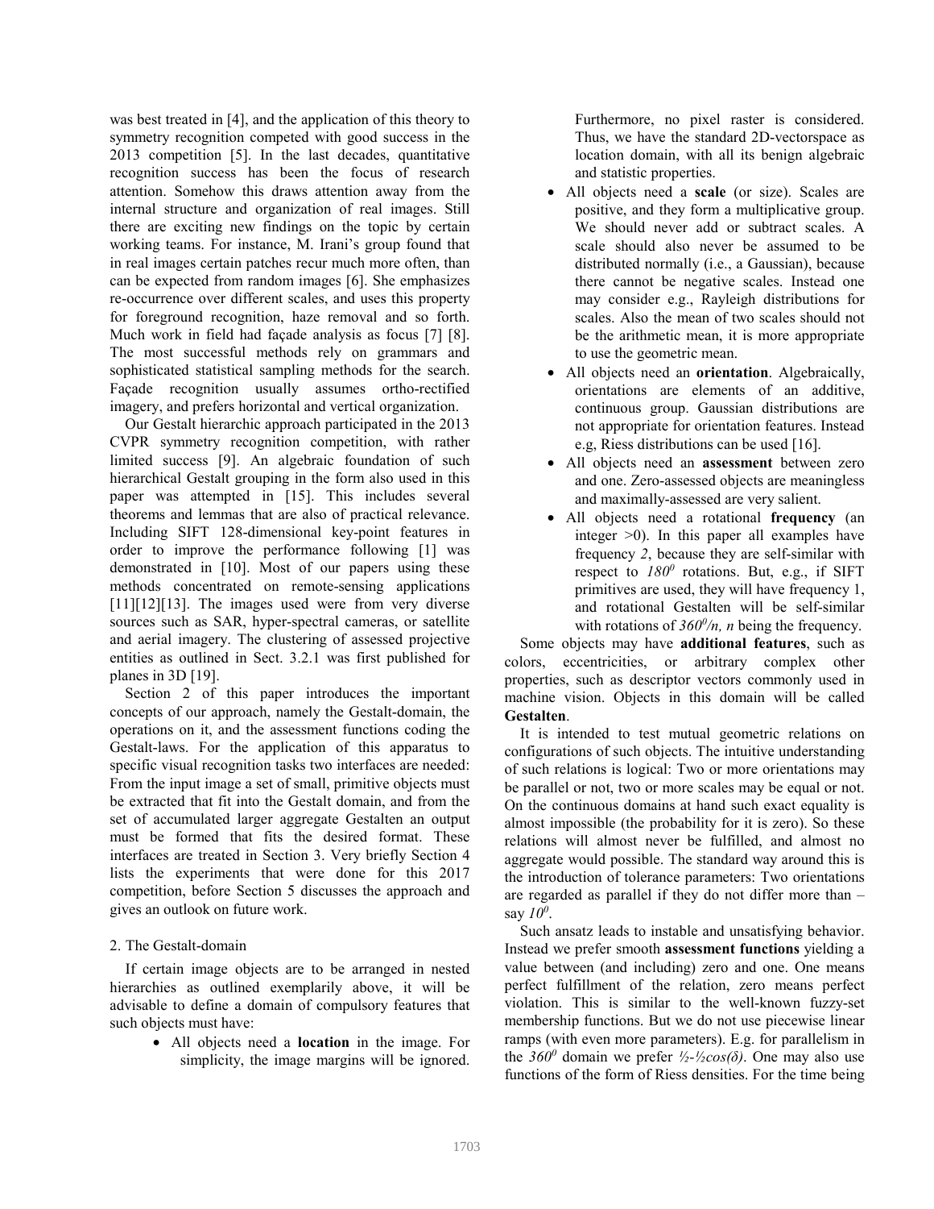was best treated in [4], and the application of this theory to symmetry recognition competed with good success in the 2013 competition [5]. In the last decades, quantitative recognition success has been the focus of research attention. Somehow this draws attention away from the internal structure and organization of real images. Still there are exciting new findings on the topic by certain working teams. For instance, M. Irani's group found that in real images certain patches recur much more often, than can be expected from random images [6]. She emphasizes re-occurrence over different scales, and uses this property for foreground recognition, haze removal and so forth. Much work in field had façade analysis as focus [7] [8]. The most successful methods rely on grammars and sophisticated statistical sampling methods for the search. Façade recognition usually assumes ortho-rectified imagery, and prefers horizontal and vertical organization.

Our Gestalt hierarchic approach participated in the 2013 CVPR symmetry recognition competition, with rather limited success [9]. An algebraic foundation of such hierarchical Gestalt grouping in the form also used in this paper was attempted in [15]. This includes several theorems and lemmas that are also of practical relevance. Including SIFT 128-dimensional key-point features in order to improve the performance following [1] was demonstrated in [10]. Most of our papers using these methods concentrated on remote-sensing applications [11][12][13]. The images used were from very diverse sources such as SAR, hyper-spectral cameras, or satellite and aerial imagery. The clustering of assessed projective entities as outlined in Sect. 3.2.1 was first published for planes in 3D [19].

Section 2 of this paper introduces the important concepts of our approach, namely the Gestalt-domain, the operations on it, and the assessment functions coding the Gestalt-laws. For the application of this apparatus to specific visual recognition tasks two interfaces are needed: From the input image a set of small, primitive objects must be extracted that fit into the Gestalt domain, and from the set of accumulated larger aggregate Gestalten an output must be formed that fits the desired format. These interfaces are treated in Section 3. Very briefly Section 4 lists the experiments that were done for this 2017 competition, before Section 5 discusses the approach and gives an outlook on future work.

## 2. The Gestalt-domain

If certain image objects are to be arranged in nested hierarchies as outlined exemplarily above, it will be advisable to define a domain of compulsory features that such objects must have:

- All objects need a **location** in the image. For simplicity, the image margins will be ignored. Furthermore, no pixel raster is considered. Thus, we have the standard 2D-vectorspace as location domain, with all its benign algebraic and statistic properties.
- All objects need a **scale** (or size). Scales are positive, and they form a multiplicative group. We should never add or subtract scales. A scale should also never be assumed to be distributed normally (i.e., a Gaussian), because there cannot be negative scales. Instead one may consider e.g., Rayleigh distributions for scales. Also the mean of two scales should not be the arithmetic mean, it is more appropriate to use the geometric mean.
- All objects need an **orientation**. Algebraically, orientations are elements of an additive, continuous group. Gaussian distributions are not appropriate for orientation features. Instead e.g, Riess distributions can be used [16].
- All objects need an **assessment** between zero and one. Zero-assessed objects are meaningless and maximally-assessed are very salient.
- All objects need a rotational **frequency** (an integer >0). In this paper all examples have frequency *2*, because they are self-similar with respect to $180^0$ rotations. But, e.g., if SIFT primitives are used, they will have frequency 1, and rotational Gestalten will be self-similar with rotations of $360^0/n$, *n* being the frequency.

Some objects may have **additional features**, such as colors, eccentricities, or arbitrary complex other properties, such as descriptor vectors commonly used in machine vision. Objects in this domain will be called **Gestalten**.

It is intended to test mutual geometric relations on configurations of such objects. The intuitive understanding of such relations is logical: Two or more orientations may be parallel or not, two or more scales may be equal or not. On the continuous domains at hand such exact equality is almost impossible (the probability for it is zero). So these relations will almost never be fulfilled, and almost no aggregate would possible. The standard way around this is the introduction of tolerance parameters: Two orientations are regarded as parallel if they do not differ more than – say $10^0$.

Such ansatz leads to instable and unsatisfying behavior. Instead we prefer smooth **assessment functions** yielding a value between (and including) zero and one. One means perfect fulfillment of the relation, zero means perfect violation. This is similar to the well-known fuzzy-set membership functions. But we do not use piecewise linear ramps (with even more parameters). E.g. for parallelism in the $360^0$ domain we prefer $\frac{1}{2}-\frac{1}{2}\cos(\delta)$. One may also use functions of the form of Riess densities. For the time being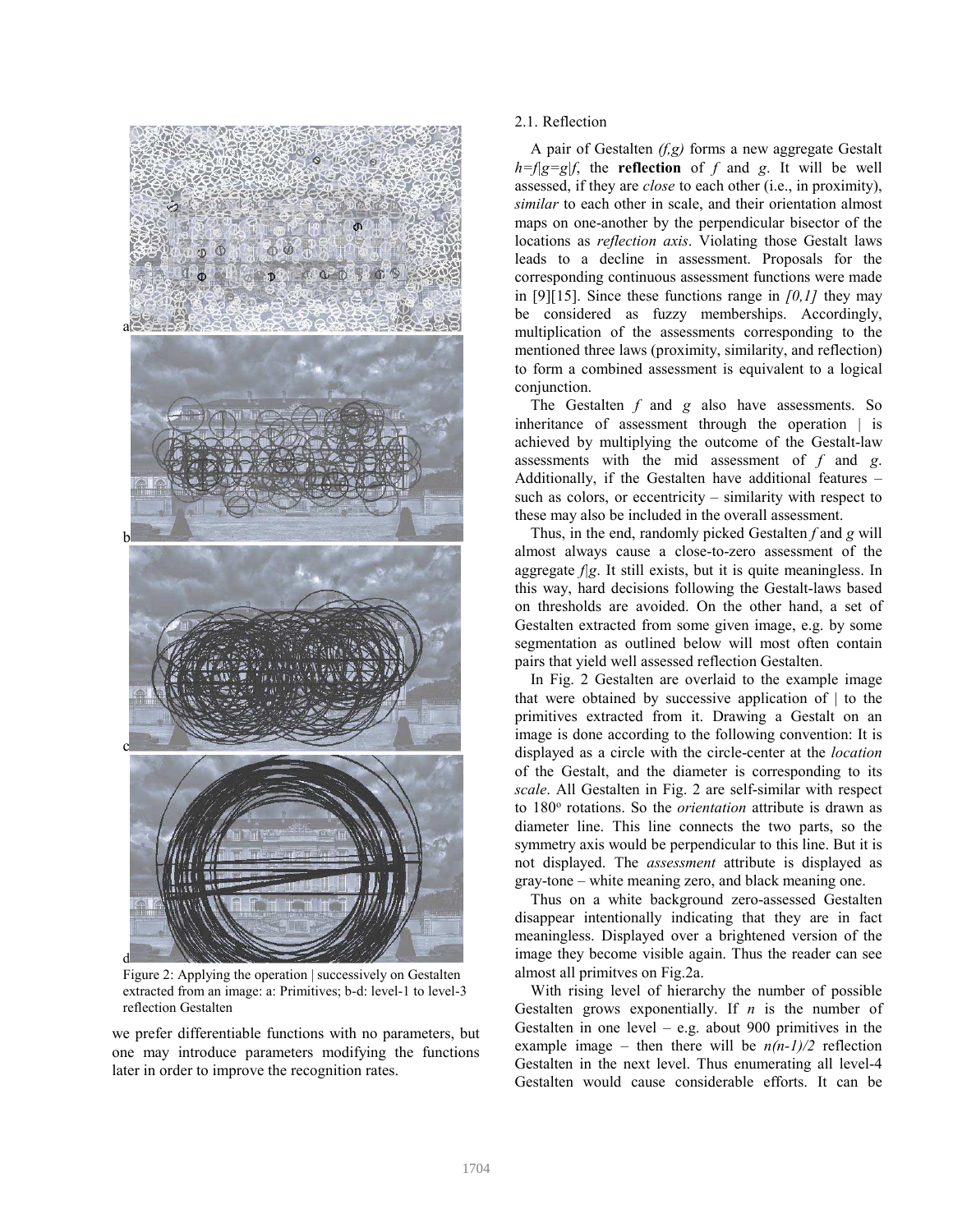Figure 2: Applying the operation | successively on Gestalten extracted from an image: a: Primitives; b-d: level-1 to level-3 reflection Gestalten

we prefer differentiable functions with no parameters, but one may introduce parameters modifying the functions later in order to improve the recognition rates.

### 2.1. Reflection

A pair of Gestalten *(f,g)* forms a new aggregate Gestalt $h=f|g=g|f$, the **reflection** of *f* and *g*. It will be well assessed, if they are *close* to each other (i.e., in proximity), *similar* to each other in scale, and their orientation almost maps on one-another by the perpendicular bisector of the locations as *reflection axis*. Violating those Gestalt laws leads to a decline in assessment. Proposals for the corresponding continuous assessment functions were made in [9][15]. Since these functions range in *[0,1]* they may be considered as fuzzy memberships. Accordingly, multiplication of the assessments corresponding to the mentioned three laws (proximity, similarity, and reflection) to form a combined assessment is equivalent to a logical conjunction.

The Gestalten *f* and *g* also have assessments. So inheritance of assessment through the operation | is achieved by multiplying the outcome of the Gestalt-law assessments with the mid assessment of *f* and *g*. Additionally, if the Gestalten have additional features – such as colors, or eccentricity – similarity with respect to these may also be included in the overall assessment.

Thus, in the end, randomly picked Gestalten *f* and *g* will almost always cause a close-to-zero assessment of the aggregate *f|g*. It still exists, but it is quite meaningless. In this way, hard decisions following the Gestalt-laws based on thresholds are avoided. On the other hand, a set of Gestalten extracted from some given image, e.g. by some segmentation as outlined below will most often contain pairs that yield well assessed reflection Gestalten.

In Fig. 2 Gestalten are overlaid to the example image that were obtained by successive application of | to the primitives extracted from it. Drawing a Gestalt on an image is done according to the following convention: It is displayed as a circle with the circle-center at the *location* of the Gestalt, and the diameter is corresponding to its *scale*. All Gestalten in Fig. 2 are self-similar with respect to 180° rotations. So the *orientation* attribute is drawn as diameter line. This line connects the two parts, so the symmetry axis would be perpendicular to this line. But it is not displayed. The *assessment* attribute is displayed as gray-tone – white meaning zero, and black meaning one.

Thus on a white background zero-assessed Gestalten disappear intentionally indicating that they are in fact meaningless. Displayed over a brightened version of the image they become visible again. Thus the reader can see almost all primitves on Fig.2a.

With rising level of hierarchy the number of possible Gestalten grows exponentially. If *n* is the number of Gestalten in one level – e.g. about 900 primitives in the example image – then there will be $n(n-1)/2$ reflection Gestalten in the next level. Thus enumerating all level-4 Gestalten would cause considerable efforts. It can be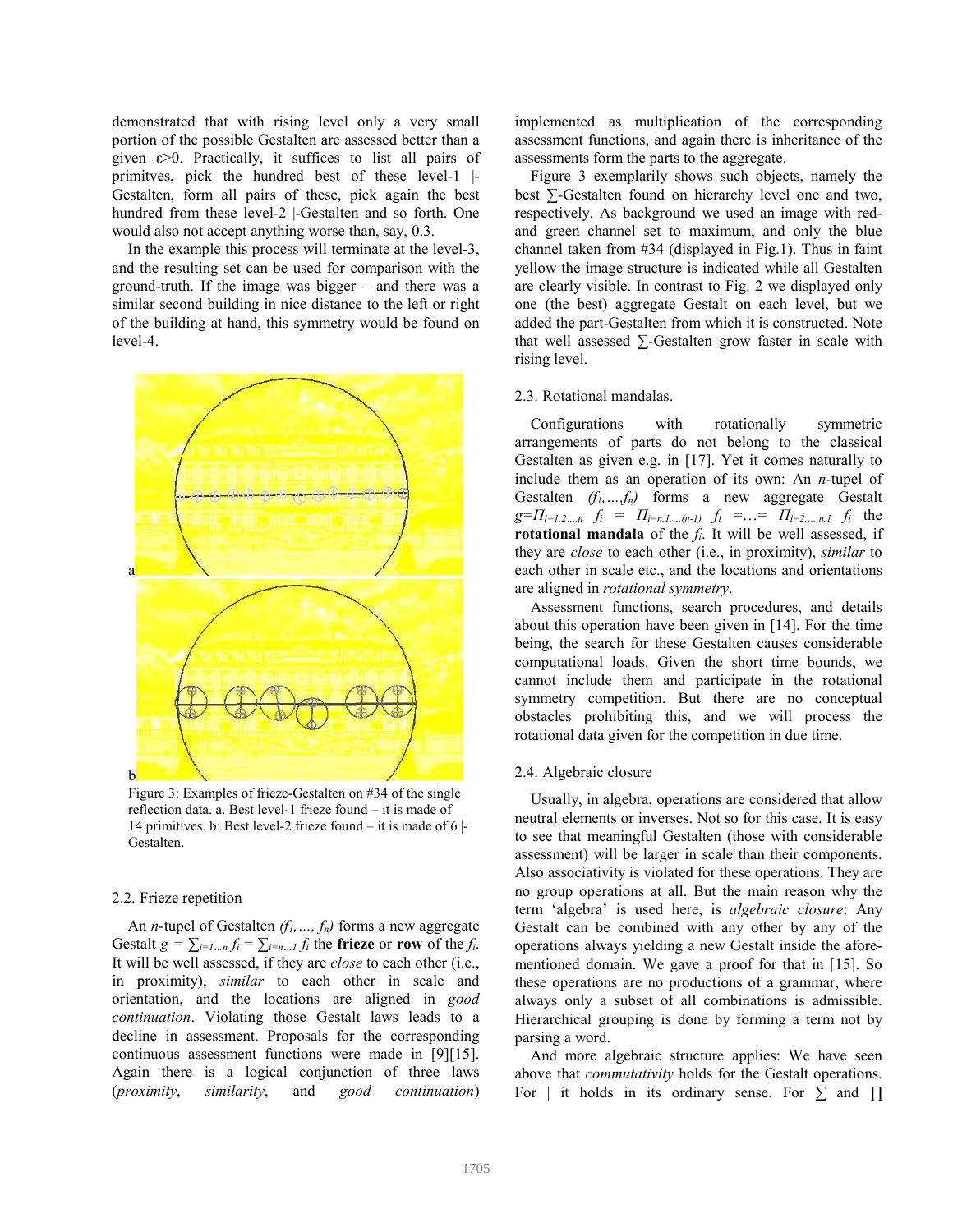demonstrated that with rising level only a very small portion of the possible Gestalten are assessed better than a given $\varepsilon>0$. Practically, it suffices to list all pairs of primitves, pick the hundred best of these level-1 |-Gestalten, form all pairs of these, pick again the best hundred from these level-2 |-Gestalten and so forth. One would also not accept anything worse than, say, 0.3.

In the example this process will terminate at the level-3, and the resulting set can be used for comparison with the ground-truth. If the image was bigger – and there was a similar second building in nice distance to the left or right of the building at hand, this symmetry would be found on level-4.

Figure 3: Examples of frieze-Gestalten on #34 of the single reflection data. a. Best level-1 frieze found – it is made of 14 primitives. b: Best level-2 frieze found – it is made of 6 |-Gestalten.

## 2.2. Frieze repetition

An $n$-tupel of Gestalten $(f_1, \ldots, f_n)$ forms a new aggregate Gestalt $g = \sum_{i=1\ldots n} f_i = \sum_{i=n\ldots 1} f_i$ the **frieze** or **row** of the $f_i$. It will be well assessed, if they are *close* to each other (i.e., in proximity), *similar* to each other in scale and orientation, and the locations are aligned in *good continuation*. Violating those Gestalt laws leads to a decline in assessment. Proposals for the corresponding continuous assessment functions were made in [9][15]. Again there is a logical conjunction of three laws (*proximity*, *similarity*, and *good continuation*) implemented as multiplication of the corresponding assessment functions, and again there is inheritance of the assessments form the parts to the aggregate.

Figure 3 exemplarily shows such objects, namely the best $\sum$-Gestalten found on hierarchy level one and two, respectively. As background we used an image with red- and green channel set to maximum, and only the blue channel taken from #34 (displayed in Fig.1). Thus in faint yellow the image structure is indicated while all Gestalten are clearly visible. In contrast to Fig. 2 we displayed only one (the best) aggregate Gestalt on each level, but we added the part-Gestalten from which it is constructed. Note that well assessed $\sum$-Gestalten grow faster in scale with rising level.

## 2.3. Rotational mandalas.

Configurations with rotationally symmetric arrangements of parts do not belong to the classical Gestalten as given e.g. in [17]. Yet it comes naturally to include them as an operation of its own: An $n$-tupel of Gestalten $(f_1, \ldots, f_n)$ forms a new aggregate Gestalt $g = \Pi_{i=1,2\ldots,n} f_i = \Pi_{i=n,1,\ldots(n-1)} f_i = \ldots = \Pi_{i=2,\ldots,n,1} f_i$ the **rotational mandala** of the $f_i$. It will be well assessed, if they are *close* to each other (i.e., in proximity), *similar* to each other in scale etc., and the locations and orientations are aligned in *rotational symmetry*.

Assessment functions, search procedures, and details about this operation have been given in [14]. For the time being, the search for these Gestalten causes considerable computational loads. Given the short time bounds, we cannot include them and participate in the rotational symmetry competition. But there are no conceptual obstacles prohibiting this, and we will process the rotational data given for the competition in due time.

## 2.4. Algebraic closure

Usually, in algebra, operations are considered that allow neutral elements or inverses. Not so for this case. It is easy to see that meaningful Gestalten (those with considerable assessment) will be larger in scale than their components. Also associativity is violated for these operations. They are no group operations at all. But the main reason why the term 'algebra' is used here, is *algebraic closure*: Any Gestalt can be combined with any other by any of the operations always yielding a new Gestalt inside the aforementioned domain. We gave a proof for that in [15]. So these operations are no productions of a grammar, where always only a subset of all combinations is admissible. Hierarchical grouping is done by forming a term not by parsing a word.

And more algebraic structure applies: We have seen above that *commutativity* holds for the Gestalt operations. For | it holds in its ordinary sense. For $\sum$ and $\prod$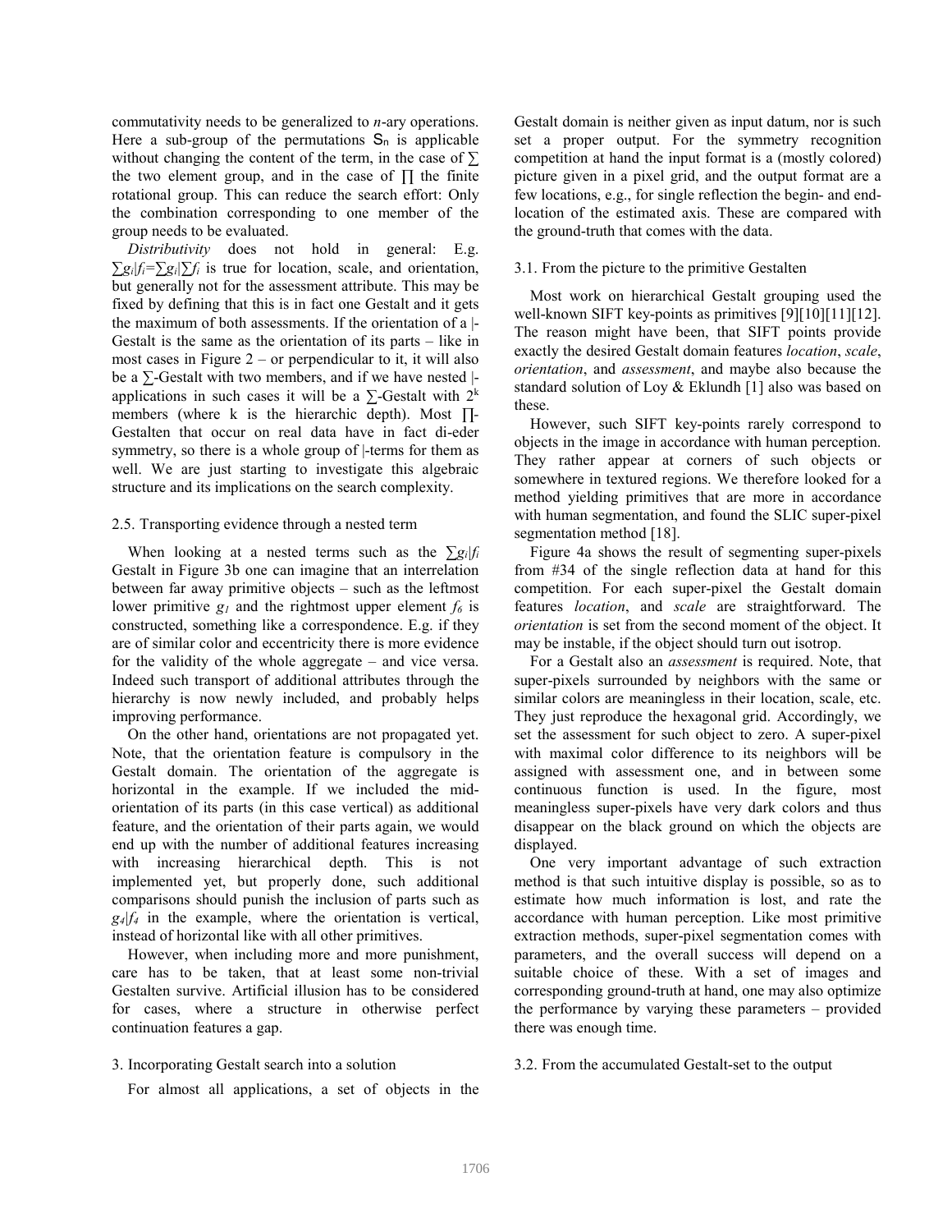commutativity needs to be generalized to *n*-ary operations. Here a sub-group of the permutations $S_n$ is applicable without changing the content of the term, in the case of $\sum$ the two element group, and in the case of $\prod$ the finite rotational group. This can reduce the search effort: Only the combination corresponding to one member of the group needs to be evaluated.

*Distributivity* does not hold in general: E.g. $\sum g_i|f_i = \sum g_i|\sum f_i$ is true for location, scale, and orientation, but generally not for the assessment attribute. This may be fixed by defining that this is in fact one Gestalt and it gets the maximum of both assessments. If the orientation of a |-Gestalt is the same as the orientation of its parts – like in most cases in Figure 2 – or perpendicular to it, it will also be a $\sum$-Gestalt with two members, and if we have nested |-applications in such cases it will be a $\sum$-Gestalt with $2^k$ members (where k is the hierarchic depth). Most $\prod$-Gestalten that occur on real data have in fact di-eder symmetry, so there is a whole group of |-terms for them as well. We are just starting to investigate this algebraic structure and its implications on the search complexity.

### 2.5. Transporting evidence through a nested term

When looking at a nested terms such as the $\sum g_i|f_i$ Gestalt in Figure 3b one can imagine that an interrelation between far away primitive objects – such as the leftmost lower primitive $g_1$ and the rightmost upper element $f_6$ is constructed, something like a correspondence. E.g. if they are of similar color and eccentricity there is more evidence for the validity of the whole aggregate – and vice versa. Indeed such transport of additional attributes through the hierarchy is now newly included, and probably helps improving performance.

On the other hand, orientations are not propagated yet. Note, that the orientation feature is compulsory in the Gestalt domain. The orientation of the aggregate is horizontal in the example. If we included the mid-orientation of its parts (in this case vertical) as additional feature, and the orientation of their parts again, we would end up with the number of additional features increasing with increasing hierarchical depth. This is not implemented yet, but properly done, such additional comparisons should punish the inclusion of parts such as $g_4|f_4$ in the example, where the orientation is vertical, instead of horizontal like with all other primitives.

However, when including more and more punishment, care has to be taken, that at least some non-trivial Gestalten survive. Artificial illusion has to be considered for cases, where a structure in otherwise perfect continuation features a gap.

## 3. Incorporating Gestalt search into a solution

For almost all applications, a set of objects in the Gestalt domain is neither given as input datum, nor is such set a proper output. For the symmetry recognition competition at hand the input format is a (mostly colored) picture given in a pixel grid, and the output format are a few locations, e.g., for single reflection the begin- and end-location of the estimated axis. These are compared with the ground-truth that comes with the data.

### 3.1. From the picture to the primitive Gestalten

Most work on hierarchical Gestalt grouping used the well-known SIFT key-points as primitives [9][10][11][12]. The reason might have been, that SIFT points provide exactly the desired Gestalt domain features *location*, *scale*, *orientation*, and *assessment*, and maybe also because the standard solution of Loy & Eklundh [1] also was based on these.

However, such SIFT key-points rarely correspond to objects in the image in accordance with human perception. They rather appear at corners of such objects or somewhere in textured regions. We therefore looked for a method yielding primitives that are more in accordance with human segmentation, and found the SLIC super-pixel segmentation method [18].

Figure 4a shows the result of segmenting super-pixels from #34 of the single reflection data at hand for this competition. For each super-pixel the Gestalt domain features *location*, and *scale* are straightforward. The *orientation* is set from the second moment of the object. It may be instable, if the object should turn out isotrop.

For a Gestalt also an *assessment* is required. Note, that super-pixels surrounded by neighbors with the same or similar colors are meaningless in their location, scale, etc. They just reproduce the hexagonal grid. Accordingly, we set the assessment for such object to zero. A super-pixel with maximal color difference to its neighbors will be assigned with assessment one, and in between some continuous function is used. In the figure, most meaningless super-pixels have very dark colors and thus disappear on the black ground on which the objects are displayed.

One very important advantage of such extraction method is that such intuitive display is possible, so as to estimate how much information is lost, and rate the accordance with human perception. Like most primitive extraction methods, super-pixel segmentation comes with parameters, and the overall success will depend on a suitable choice of these. With a set of images and corresponding ground-truth at hand, one may also optimize the performance by varying these parameters – provided there was enough time.

### 3.2. From the accumulated Gestalt-set to the output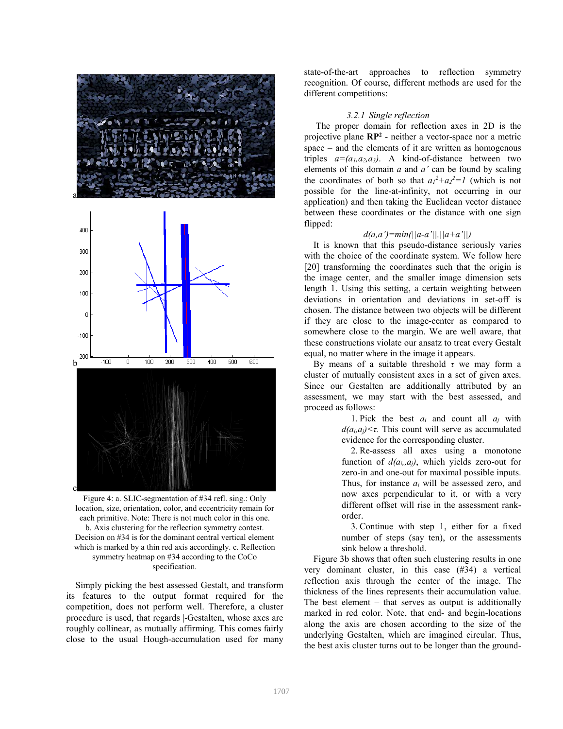Figure 4: a. SLIC-segmentation of #34 refl. sing.: Only location, size, orientation, color, and eccentricity remain for each primitive. Note: There is not much color in this one. b. Axis clustering for the reflection symmetry contest. Decision on #34 is for the dominant central vertical element which is marked by a thin red axis accordingly. c. Reflection symmetry heatmap on #34 according to the CoCo specification.

Simply picking the best assessed Gestalt, and transform its features to the output format required for the competition, does not perform well. Therefore, a cluster procedure is used, that regards |-Gestalten, whose axes are roughly collinear, as mutually affirming. This comes fairly close to the usual Hough-accumulation used for many state-of-the-art approaches to reflection symmetry recognition. Of course, different methods are used for the different competitions:

#### 3.2.1 Single reflection

The proper domain for reflection axes in 2D is the projective plane $\mathbf{RP}^2$ - neither a vector-space nor a metric space – and the elements of it are written as homogenous triples $a=(a_1,a_2,a_3)$. A kind-of-distance between two elements of this domain $a$ and $a'$ can be found by scaling the coordinates of both so that $a_1^2+a_2^2=1$ (which is not possible for the line-at-infinity, not occurring in our application) and then taking the Euclidean vector distance between these coordinates or the distance with one sign flipped:

$$d(a,a')=\min(\|a-a'\|,\|a+a'\|)$$

It is known that this pseudo-distance seriously varies with the choice of the coordinate system. We follow here [20] transforming the coordinates such that the origin is the image center, and the smaller image dimension sets length 1. Using this setting, a certain weighting between deviations in orientation and deviations in set-off is chosen. The distance between two objects will be different if they are close to the image-center as compared to somewhere close to the margin. We are well aware, that these constructions violate our ansatz to treat every Gestalt equal, no matter where in the image it appears.

By means of a suitable threshold $\tau$ we may form a cluster of mutually consistent axes in a set of given axes. Since our Gestalten are additionally attributed by an assessment, we may start with the best assessed, and proceed as follows:

1. Pick the best $a_i$ and count all $a_j$ with $d(a_i,a_j)<\tau$. This count will serve as accumulated evidence for the corresponding cluster.
2. Re-assess all axes using a monotone function of $d(a_i,a_j)$, which yields zero-out for zero-in and one-out for maximal possible inputs. Thus, for instance $a_i$ will be assessed zero, and now axes perpendicular to it, or with a very different offset will rise in the assessment rank-order.
3. Continue with step 1, either for a fixed number of steps (say ten), or the assessments sink below a threshold.

Figure 3b shows that often such clustering results in one very dominant cluster, in this case (#34) a vertical reflection axis through the center of the image. The thickness of the lines represents their accumulation value. The best element – that serves as output is additionally marked in red color. Note, that end- and begin-locations along the axis are chosen according to the size of the underlying Gestalten, which are imagined circular. Thus, the best axis cluster turns out to be longer than the ground-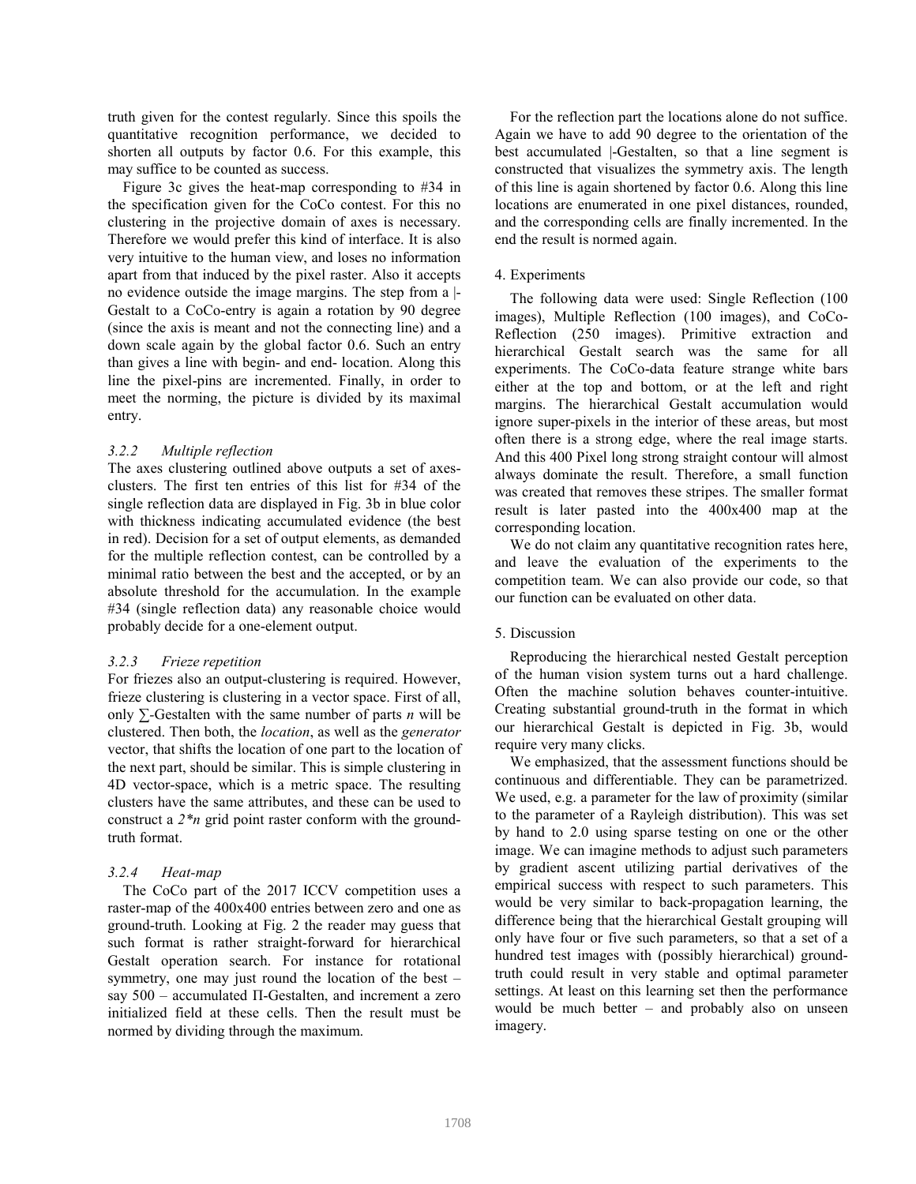truth given for the contest regularly. Since this spoils the quantitative recognition performance, we decided to shorten all outputs by factor 0.6. For this example, this may suffice to be counted as success.

Figure 3c gives the heat-map corresponding to #34 in the specification given for the CoCo contest. For this no clustering in the projective domain of axes is necessary. Therefore we would prefer this kind of interface. It is also very intuitive to the human view, and loses no information apart from that induced by the pixel raster. Also it accepts no evidence outside the image margins. The step from a |-Gestalt to a CoCo-entry is again a rotation by 90 degree (since the axis is meant and not the connecting line) and a down scale again by the global factor 0.6. Such an entry than gives a line with begin- and end- location. Along this line the pixel-pins are incremented. Finally, in order to meet the norming, the picture is divided by its maximal entry.

### 3.2.2 *Multiple reflection*

The axes clustering outlined above outputs a set of axes-clusters. The first ten entries of this list for #34 of the single reflection data are displayed in Fig. 3b in blue color with thickness indicating accumulated evidence (the best in red). Decision for a set of output elements, as demanded for the multiple reflection contest, can be controlled by a minimal ratio between the best and the accepted, or by an absolute threshold for the accumulation. In the example #34 (single reflection data) any reasonable choice would probably decide for a one-element output.

### 3.2.3 *Frieze repetition*

For friezes also an output-clustering is required. However, frieze clustering is clustering in a vector space. First of all, only ∑-Gestalten with the same number of parts *n* will be clustered. Then both, the *location*, as well as the *generator* vector, that shifts the location of one part to the location of the next part, should be similar. This is simple clustering in 4D vector-space, which is a metric space. The resulting clusters have the same attributes, and these can be used to construct a *2\*n* grid point raster conform with the ground-truth format.

### 3.2.4 *Heat-map*

The CoCo part of the 2017 ICCV competition uses a raster-map of the 400x400 entries between zero and one as ground-truth. Looking at Fig. 2 the reader may guess that such format is rather straight-forward for hierarchical Gestalt operation search. For instance for rotational symmetry, one may just round the location of the best – say 500 – accumulated Π-Gestalten, and increment a zero initialized field at these cells. Then the result must be normed by dividing through the maximum.

For the reflection part the locations alone do not suffice. Again we have to add 90 degree to the orientation of the best accumulated |-Gestalten, so that a line segment is constructed that visualizes the symmetry axis. The length of this line is again shortened by factor 0.6. Along this line locations are enumerated in one pixel distances, rounded, and the corresponding cells are finally incremented. In the end the result is normed again.

## 4. Experiments

The following data were used: Single Reflection (100 images), Multiple Reflection (100 images), and CoCo-Reflection (250 images). Primitive extraction and hierarchical Gestalt search was the same for all experiments. The CoCo-data feature strange white bars either at the top and bottom, or at the left and right margins. The hierarchical Gestalt accumulation would ignore super-pixels in the interior of these areas, but most often there is a strong edge, where the real image starts. And this 400 Pixel long strong straight contour will almost always dominate the result. Therefore, a small function was created that removes these stripes. The smaller format result is later pasted into the 400x400 map at the corresponding location.

We do not claim any quantitative recognition rates here, and leave the evaluation of the experiments to the competition team. We can also provide our code, so that our function can be evaluated on other data.

## 5. Discussion

Reproducing the hierarchical nested Gestalt perception of the human vision system turns out a hard challenge. Often the machine solution behaves counter-intuitive. Creating substantial ground-truth in the format in which our hierarchical Gestalt is depicted in Fig. 3b, would require very many clicks.

We emphasized, that the assessment functions should be continuous and differentiable. They can be parametrized. We used, e.g. a parameter for the law of proximity (similar to the parameter of a Rayleigh distribution). This was set by hand to 2.0 using sparse testing on one or the other image. We can imagine methods to adjust such parameters by gradient ascent utilizing partial derivatives of the empirical success with respect to such parameters. This would be very similar to back-propagation learning, the difference being that the hierarchical Gestalt grouping will only have four or five such parameters, so that a set of a hundred test images with (possibly hierarchical) ground-truth could result in very stable and optimal parameter settings. At least on this learning set then the performance would be much better – and probably also on unseen imagery.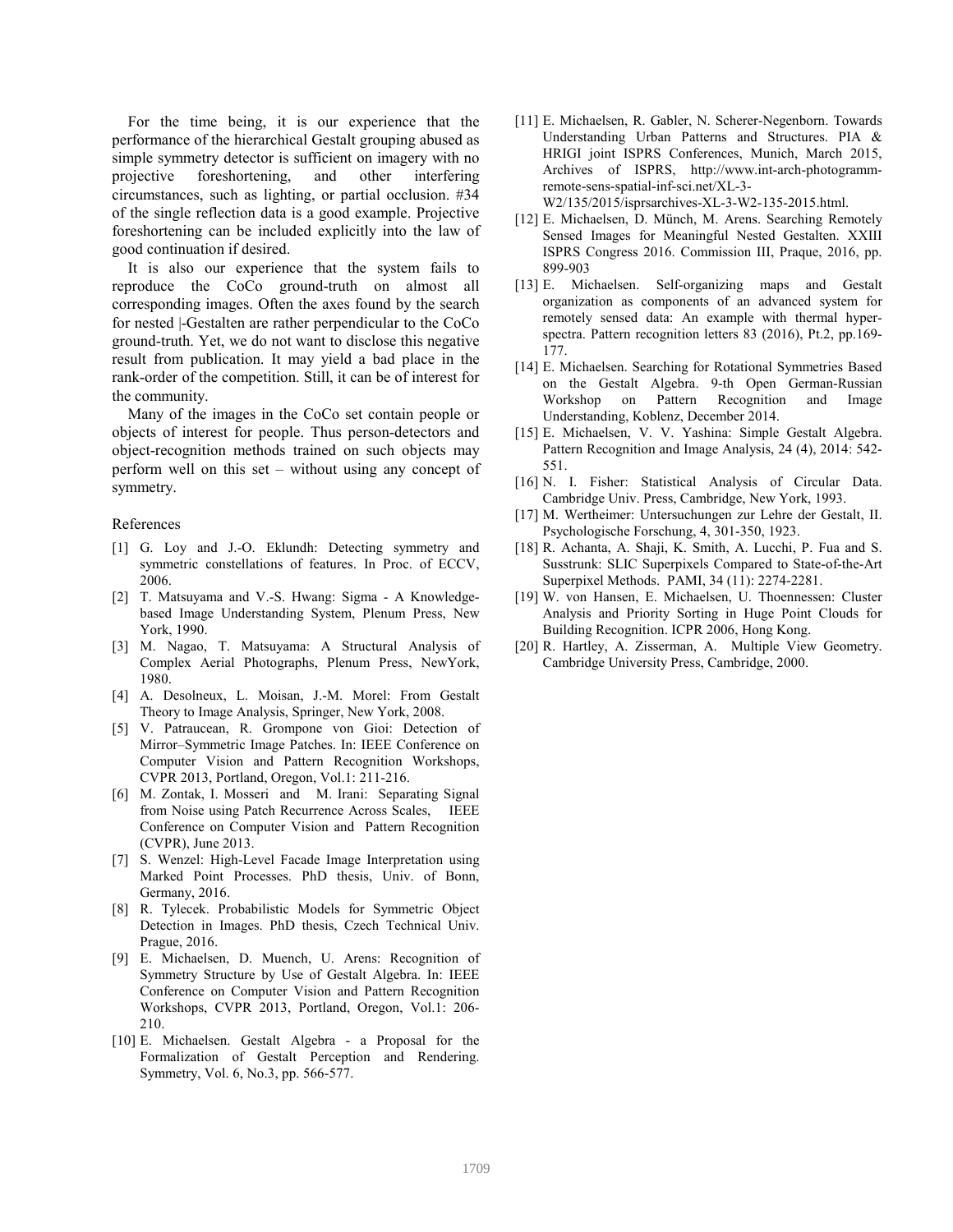For the time being, it is our experience that the performance of the hierarchical Gestalt grouping abused as simple symmetry detector is sufficient on imagery with no projective foreshortening, and other interfering circumstances, such as lighting, or partial occlusion. #34 of the single reflection data is a good example. Projective foreshortening can be included explicitly into the law of good continuation if desired.

It is also our experience that the system fails to reproduce the CoCo ground-truth on almost all corresponding images. Often the axes found by the search for nested |-Gestalten are rather perpendicular to the CoCo ground-truth. Yet, we do not want to disclose this negative result from publication. It may yield a bad place in the rank-order of the competition. Still, it can be of interest for the community.

Many of the images in the CoCo set contain people or objects of interest for people. Thus person-detectors and object-recognition methods trained on such objects may perform well on this set – without using any concept of symmetry.

References

[1] G. Loy and J.-O. Eklundh: Detecting symmetry and symmetric constellations of features. In Proc. of ECCV, 2006.

[2] T. Matsuyama and V.-S. Hwang: Sigma - A Knowledge-based Image Understanding System, Plenum Press, New York, 1990.

[3] M. Nagao, T. Matsuyama: A Structural Analysis of Complex Aerial Photographs, Plenum Press, NewYork, 1980.

[4] A. Desolneux, L. Moisan, J.-M. Morel: From Gestalt Theory to Image Analysis, Springer, New York, 2008.

[5] V. Patraucean, R. Grompone von Gioi: Detection of Mirror–Symmetric Image Patches. In: IEEE Conference on Computer Vision and Pattern Recognition Workshops, CVPR 2013, Portland, Oregon, Vol.1: 211-216.

[6] M. Zontak, I. Mosseri and M. Irani: Separating Signal from Noise using Patch Recurrence Across Scales, IEEE Conference on Computer Vision and Pattern Recognition (CVPR), June 2013.

[7] S. Wenzel: High-Level Facade Image Interpretation using Marked Point Processes. PhD thesis, Univ. of Bonn, Germany, 2016.

[8] R. Tylecek. Probabilistic Models for Symmetric Object Detection in Images. PhD thesis, Czech Technical Univ. Prague, 2016.

[9] E. Michaelsen, D. Muench, U. Arens: Recognition of Symmetry Structure by Use of Gestalt Algebra. In: IEEE Conference on Computer Vision and Pattern Recognition Workshops, CVPR 2013, Portland, Oregon, Vol.1: 206-210.

[10] E. Michaelsen. Gestalt Algebra - a Proposal for the Formalization of Gestalt Perception and Rendering. Symmetry, Vol. 6, No.3, pp. 566-577.

[11] E. Michaelsen, R. Gabler, N. Scherer-Negenborn. Towards Understanding Urban Patterns and Structures. PIA & HRIGI joint ISPRS Conferences, Munich, March 2015, Archives of ISPRS, http://www.int-arch-photogramm-remote-sens-spatial-inf-sci.net/XL-3-W2/135/2015/isprsarchives-XL-3-W2-135-2015.html.

[12] E. Michaelsen, D. Münch, M. Arens. Searching Remotely Sensed Images for Meaningful Nested Gestalten. XXIII ISPRS Congress 2016. Commission III, Praque, 2016, pp. 899-903

[13] E. Michaelsen. Self-organizing maps and Gestalt organization as components of an advanced system for remotely sensed data: An example with thermal hyper-spectra. Pattern recognition letters 83 (2016), Pt.2, pp.169-177.

[14] E. Michaelsen. Searching for Rotational Symmetries Based on the Gestalt Algebra. 9-th Open German-Russian Workshop on Pattern Recognition and Image Understanding, Koblenz, December 2014.

[15] E. Michaelsen, V. V. Yashina: Simple Gestalt Algebra. Pattern Recognition and Image Analysis, 24 (4), 2014: 542-551.

[16] N. I. Fisher: Statistical Analysis of Circular Data. Cambridge Univ. Press, Cambridge, New York, 1993.

[17] M. Wertheimer: Untersuchungen zur Lehre der Gestalt, II. Psychologische Forschung, 4, 301-350, 1923.

[18] R. Achanta, A. Shaji, K. Smith, A. Lucchi, P. Fua and S. Susstrunk: SLIC Superpixels Compared to State-of-the-Art Superpixel Methods. PAMI, 34 (11): 2274-2281.

[19] W. von Hansen, E. Michaelsen, U. Thoennessen: Cluster Analysis and Priority Sorting in Huge Point Clouds for Building Recognition. ICPR 2006, Hong Kong.

[20] R. Hartley, A. Zisserman, A. Multiple View Geometry. Cambridge University Press, Cambridge, 2000.